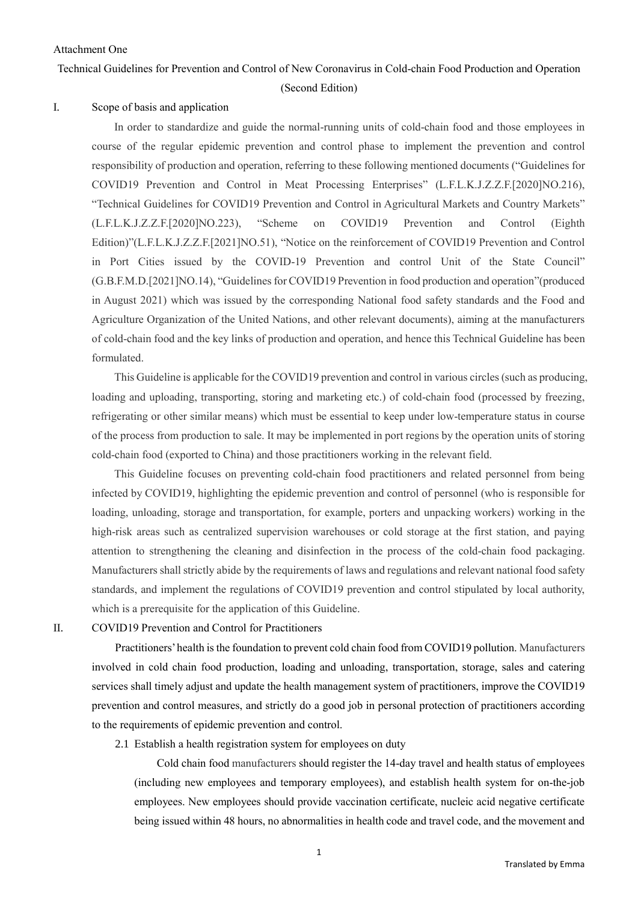Attachment One

# Technical Guidelines for Prevention and Control of New Coronavirus in Cold-chain Food Production and Operation (Second Edition)

## I. Scope of basis and application

In order to standardize and guide the normal-running units of cold-chain food and those employees in course of the regular epidemic prevention and control phase to implement the prevention and control responsibility of production and operation, referring to these following mentioned documents ("Guidelines for COVID19 Prevention and Control in Meat Processing Enterprises" (L.F.L.K.J.Z.Z.F.[2020]NO.216), "Technical Guidelines for COVID19 Prevention and Control in Agricultural Markets and Country Markets" (L.F.L.K.J.Z.Z.F.[2020]NO.223), "Scheme on COVID19 Prevention and Control (Eighth Edition)"(L.F.L.K.J.Z.Z.F.[2021]NO.51), "Notice on the reinforcement of COVID19 Prevention and Control in Port Cities issued by the COVID-19 Prevention and control Unit of the State Council" (G.B.F.M.D.[2021]NO.14), "Guidelines for COVID19 Prevention in food production and operation"(produced in August 2021) which was issued by the corresponding National food safety standards and the Food and Agriculture Organization of the United Nations, and other relevant documents), aiming at the manufacturers of cold-chain food and the key links of production and operation, and hence this Technical Guideline has been formulated.

This Guideline is applicable for the COVID19 prevention and control in various circles (such as producing, loading and uploading, transporting, storing and marketing etc.) of cold-chain food (processed by freezing, refrigerating or other similar means) which must be essential to keep under low-temperature status in course of the process from production to sale. It may be implemented in port regions by the operation units of storing cold-chain food (exported to China) and those practitioners working in the relevant field.

This Guideline focuses on preventing cold-chain food practitioners and related personnel from being infected by COVID19, highlighting the epidemic prevention and control of personnel (who is responsible for loading, unloading, storage and transportation, for example, porters and unpacking workers) working in the high-risk areas such as centralized supervision warehouses or cold storage at the first station, and paying attention to strengthening the cleaning and disinfection in the process of the cold-chain food packaging. Manufacturers shall strictly abide by the requirements of laws and regulations and relevant national food safety standards, and implement the regulations of COVID19 prevention and control stipulated by local authority, which is a prerequisite for the application of this Guideline.

## II. COVID19 Prevention and Control for Practitioners

Practitioners' health is the foundation to prevent cold chain food from COVID19 pollution. Manufacturers involved in cold chain food production, loading and unloading, transportation, storage, sales and catering services shall timely adjust and update the health management system of practitioners, improve the COVID19 prevention and control measures, and strictly do a good job in personal protection of practitioners according to the requirements of epidemic prevention and control.

### 2.1 Establish a health registration system for employees on duty

Cold chain food manufacturers should register the 14-day travel and health status of employees (including new employees and temporary employees), and establish health system for on-the-job employees. New employees should provide vaccination certificate, nucleic acid negative certificate being issued within 48 hours, no abnormalities in health code and travel code, and the movement and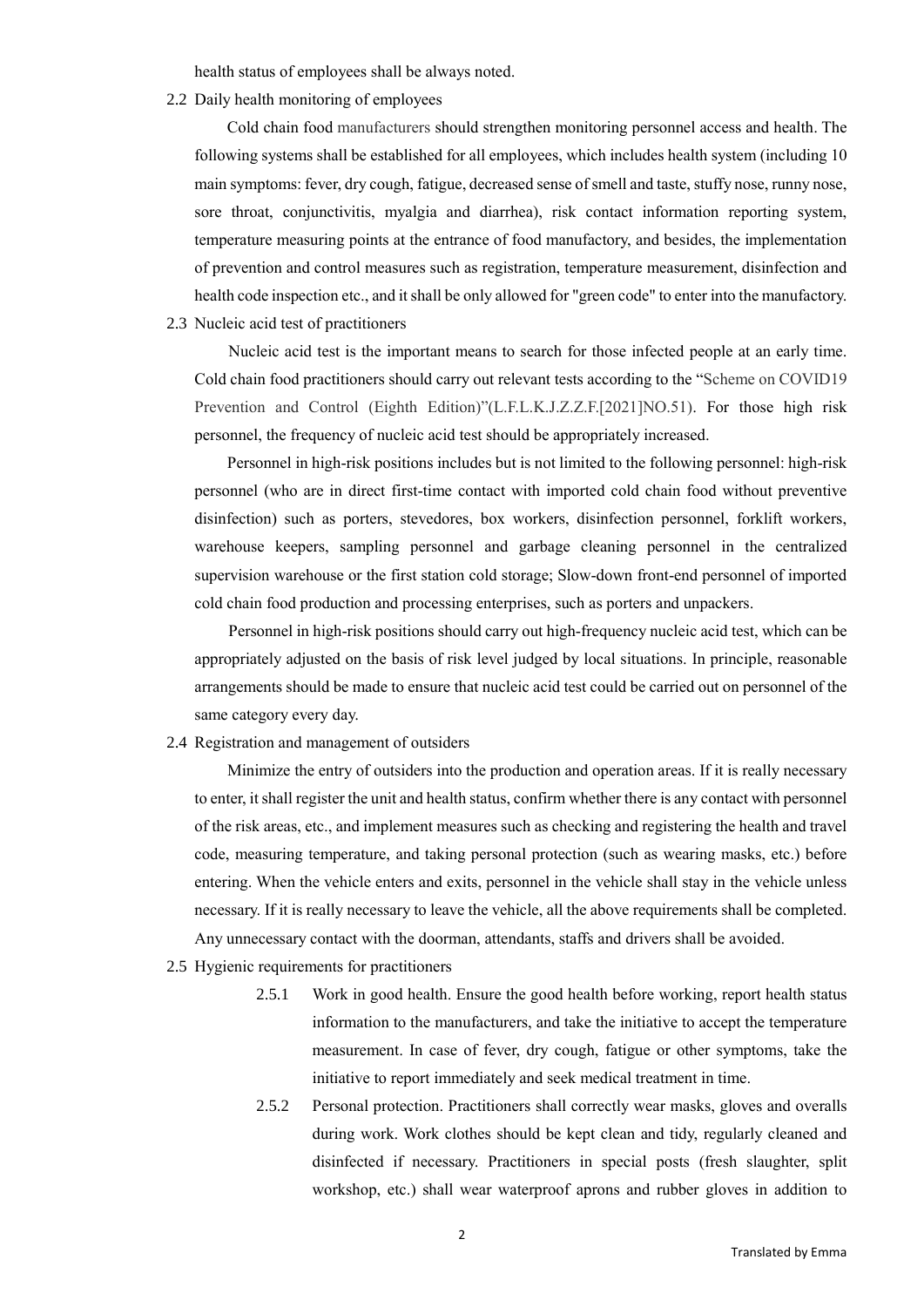health status of employees shall be always noted.

2.2 Daily health monitoring of employees

Cold chain food manufacturers should strengthen monitoring personnel access and health. The following systems shall be established for all employees, which includes health system (including 10 main symptoms: fever, dry cough, fatigue, decreased sense of smell and taste, stuffy nose, runny nose, sore throat, conjunctivitis, myalgia and diarrhea), risk contact information reporting system, temperature measuring points at the entrance of food manufactory, and besides, the implementation of prevention and control measures such as registration, temperature measurement, disinfection and health code inspection etc., and it shall be only allowed for "green code" to enter into the manufactory.

2.3 Nucleic acid test of practitioners

Nucleic acid test is the important means to search for those infected people at an early time. Cold chain food practitioners should carry out relevant tests according to the "Scheme on COVID19 Prevention and Control (Eighth Edition)"(L.F.L.K.J.Z.Z.F.[2021]NO.51). For those high risk personnel, the frequency of nucleic acid test should be appropriately increased.

Personnel in high-risk positions includes but is not limited to the following personnel: high-risk personnel (who are in direct first-time contact with imported cold chain food without preventive disinfection) such as porters, stevedores, box workers, disinfection personnel, forklift workers, warehouse keepers, sampling personnel and garbage cleaning personnel in the centralized supervision warehouse or the first station cold storage; Slow-down front-end personnel of imported cold chain food production and processing enterprises, such as porters and unpackers.

Personnel in high-risk positions should carry out high-frequency nucleic acid test, which can be appropriately adjusted on the basis of risk level judged by local situations. In principle, reasonable arrangements should be made to ensure that nucleic acid test could be carried out on personnel of the same category every day.

2.4 Registration and management of outsiders

Minimize the entry of outsiders into the production and operation areas. If it is really necessary to enter, it shall register the unit and health status, confirm whether there is any contact with personnel of the risk areas, etc., and implement measures such as checking and registering the health and travel code, measuring temperature, and taking personal protection (such as wearing masks, etc.) before entering. When the vehicle enters and exits, personnel in the vehicle shall stay in the vehicle unless necessary. If it is really necessary to leave the vehicle, all the above requirements shall be completed. Any unnecessary contact with the doorman, attendants, staffs and drivers shall be avoided.

2.5 Hygienic requirements for practitioners

2.5.1 Work in good health. Ensure the good health before working, report health status information to the manufacturers, and take the initiative to accept the temperature measurement. In case of fever, dry cough, fatigue or other symptoms, take the initiative to report immediately and seek medical treatment in time.

2.5.2 Personal protection. Practitioners shall correctly wear masks, gloves and overalls during work. Work clothes should be kept clean and tidy, regularly cleaned and disinfected if necessary. Practitioners in special posts (fresh slaughter, split workshop, etc.) shall wear waterproof aprons and rubber gloves in addition to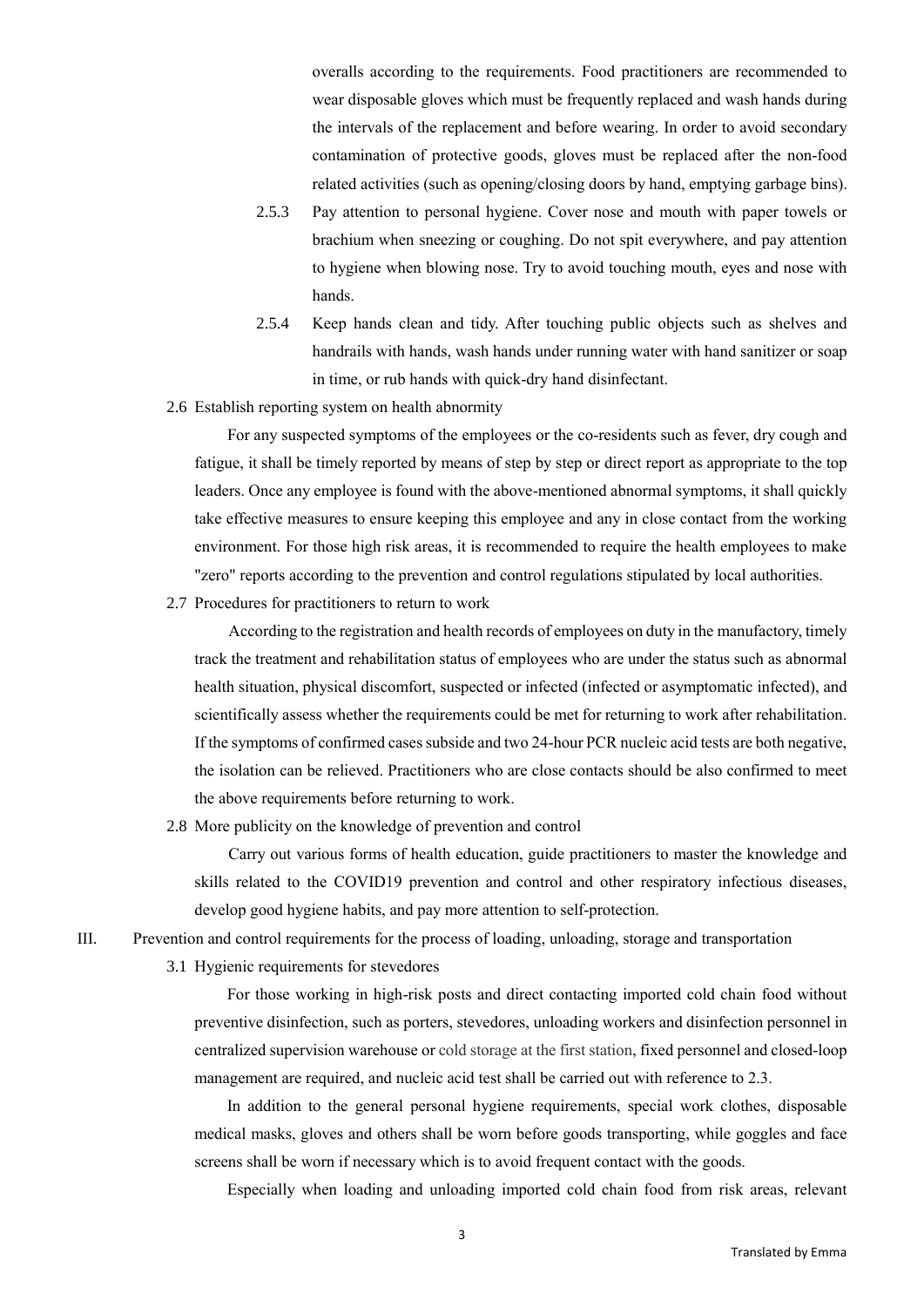overalls according to the requirements. Food practitioners are recommended to wear disposable gloves which must be frequently replaced and wash hands during the intervals of the replacement and before wearing. In order to avoid secondary contamination of protective goods, gloves must be replaced after the non-food related activities (such as opening/closing doors by hand, emptying garbage bins).

2.5.3 Pay attention to personal hygiene. Cover nose and mouth with paper towels or brachium when sneezing or coughing. Do not spit everywhere, and pay attention to hygiene when blowing nose. Try to avoid touching mouth, eyes and nose with hands.

2.5.4 Keep hands clean and tidy. After touching public objects such as shelves and handrails with hands, wash hands under running water with hand sanitizer or soap in time, or rub hands with quick-dry hand disinfectant.

### 2.6 Establish reporting system on health abnormity

For any suspected symptoms of the employees or the co-residents such as fever, dry cough and fatigue, it shall be timely reported by means of step by step or direct report as appropriate to the top leaders. Once any employee is found with the above-mentioned abnormal symptoms, it shall quickly take effective measures to ensure keeping this employee and any in close contact from the working environment. For those high risk areas, it is recommended to require the health employees to make "zero" reports according to the prevention and control regulations stipulated by local authorities.

### 2.7 Procedures for practitioners to return to work

According to the registration and health records of employees on duty in the manufactory, timely track the treatment and rehabilitation status of employees who are under the status such as abnormal health situation, physical discomfort, suspected or infected (infected or asymptomatic infected), and scientifically assess whether the requirements could be met for returning to work after rehabilitation. If the symptoms of confirmed cases subside and two 24-hour PCR nucleic acid tests are both negative, the isolation can be relieved. Practitioners who are close contacts should be also confirmed to meet the above requirements before returning to work.

### 2.8 More publicity on the knowledge of prevention and control

Carry out various forms of health education, guide practitioners to master the knowledge and skills related to the COVID19 prevention and control and other respiratory infectious diseases, develop good hygiene habits, and pay more attention to self-protection.

## III. Prevention and control requirements for the process of loading, unloading, storage and transportation

### 3.1 Hygienic requirements for stevedores

For those working in high-risk posts and direct contacting imported cold chain food without preventive disinfection, such as porters, stevedores, unloading workers and disinfection personnel in centralized supervision warehouse or cold storage at the first station, fixed personnel and closed-loop management are required, and nucleic acid test shall be carried out with reference to 2.3.

In addition to the general personal hygiene requirements, special work clothes, disposable medical masks, gloves and others shall be worn before goods transporting, while goggles and face screens shall be worn if necessary which is to avoid frequent contact with the goods.

Especially when loading and unloading imported cold chain food from risk areas, relevant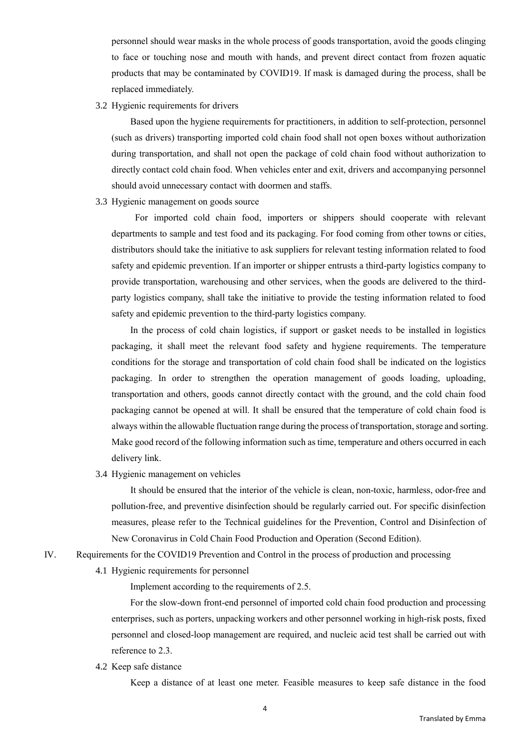personnel should wear masks in the whole process of goods transportation, avoid the goods clinging to face or touching nose and mouth with hands, and prevent direct contact from frozen aquatic products that may be contaminated by COVID19. If mask is damaged during the process, shall be replaced immediately.

### 3.2 Hygienic requirements for drivers

Based upon the hygiene requirements for practitioners, in addition to self-protection, personnel (such as drivers) transporting imported cold chain food shall not open boxes without authorization during transportation, and shall not open the package of cold chain food without authorization to directly contact cold chain food. When vehicles enter and exit, drivers and accompanying personnel should avoid unnecessary contact with doormen and staffs.

### 3.3 Hygienic management on goods source

For imported cold chain food, importers or shippers should cooperate with relevant departments to sample and test food and its packaging. For food coming from other towns or cities, distributors should take the initiative to ask suppliers for relevant testing information related to food safety and epidemic prevention. If an importer or shipper entrusts a third-party logistics company to provide transportation, warehousing and other services, when the goods are delivered to the third-party logistics company, shall take the initiative to provide the testing information related to food safety and epidemic prevention to the third-party logistics company.

In the process of cold chain logistics, if support or gasket needs to be installed in logistics packaging, it shall meet the relevant food safety and hygiene requirements. The temperature conditions for the storage and transportation of cold chain food shall be indicated on the logistics packaging. In order to strengthen the operation management of goods loading, uploading, transportation and others, goods cannot directly contact with the ground, and the cold chain food packaging cannot be opened at will. It shall be ensured that the temperature of cold chain food is always within the allowable fluctuation range during the process of transportation, storage and sorting. Make good record of the following information such as time, temperature and others occurred in each delivery link.

### 3.4 Hygienic management on vehicles

It should be ensured that the interior of the vehicle is clean, non-toxic, harmless, odor-free and pollution-free, and preventive disinfection should be regularly carried out. For specific disinfection measures, please refer to the Technical guidelines for the Prevention, Control and Disinfection of New Coronavirus in Cold Chain Food Production and Operation (Second Edition).

## IV. Requirements for the COVID19 Prevention and Control in the process of production and processing

### 4.1 Hygienic requirements for personnel

Implement according to the requirements of 2.5.

For the slow-down front-end personnel of imported cold chain food production and processing enterprises, such as porters, unpacking workers and other personnel working in high-risk posts, fixed personnel and closed-loop management are required, and nucleic acid test shall be carried out with reference to 2.3.

### 4.2 Keep safe distance

Keep a distance of at least one meter. Feasible measures to keep safe distance in the food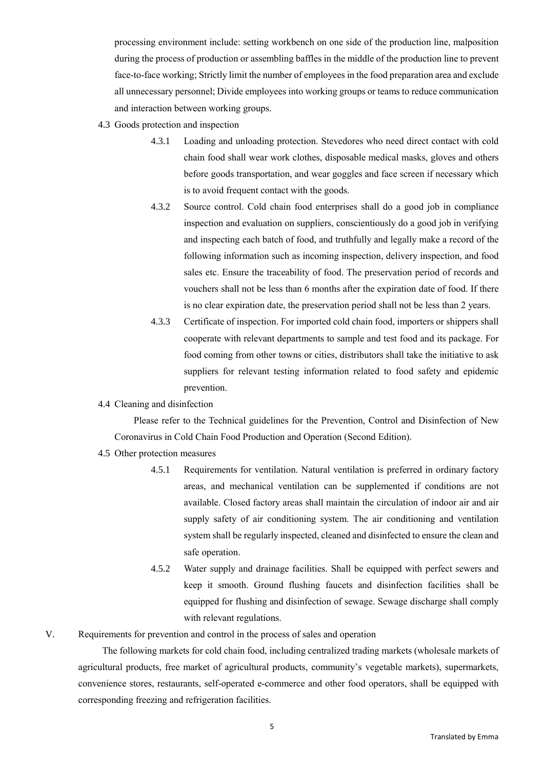processing environment include: setting workbench on one side of the production line, malposition during the process of production or assembling baffles in the middle of the production line to prevent face-to-face working; Strictly limit the number of employees in the food preparation area and exclude all unnecessary personnel; Divide employees into working groups or teams to reduce communication and interaction between working groups.

### 4.3 Goods protection and inspection

4.3.1 Loading and unloading protection. Stevedores who need direct contact with cold chain food shall wear work clothes, disposable medical masks, gloves and others before goods transportation, and wear goggles and face screen if necessary which is to avoid frequent contact with the goods.

4.3.2 Source control. Cold chain food enterprises shall do a good job in compliance inspection and evaluation on suppliers, conscientiously do a good job in verifying and inspecting each batch of food, and truthfully and legally make a record of the following information such as incoming inspection, delivery inspection, and food sales etc. Ensure the traceability of food. The preservation period of records and vouchers shall not be less than 6 months after the expiration date of food. If there is no clear expiration date, the preservation period shall not be less than 2 years.

4.3.3 Certificate of inspection. For imported cold chain food, importers or shippers shall cooperate with relevant departments to sample and test food and its package. For food coming from other towns or cities, distributors shall take the initiative to ask suppliers for relevant testing information related to food safety and epidemic prevention.

### 4.4 Cleaning and disinfection

Please refer to the Technical guidelines for the Prevention, Control and Disinfection of New Coronavirus in Cold Chain Food Production and Operation (Second Edition).

### 4.5 Other protection measures

4.5.1 Requirements for ventilation. Natural ventilation is preferred in ordinary factory areas, and mechanical ventilation can be supplemented if conditions are not available. Closed factory areas shall maintain the circulation of indoor air and air supply safety of air conditioning system. The air conditioning and ventilation system shall be regularly inspected, cleaned and disinfected to ensure the clean and safe operation.

4.5.2 Water supply and drainage facilities. Shall be equipped with perfect sewers and keep it smooth. Ground flushing faucets and disinfection facilities shall be equipped for flushing and disinfection of sewage. Sewage discharge shall comply with relevant regulations.

## V. Requirements for prevention and control in the process of sales and operation

The following markets for cold chain food, including centralized trading markets (wholesale markets of agricultural products, free market of agricultural products, community's vegetable markets), supermarkets, convenience stores, restaurants, self-operated e-commerce and other food operators, shall be equipped with corresponding freezing and refrigeration facilities.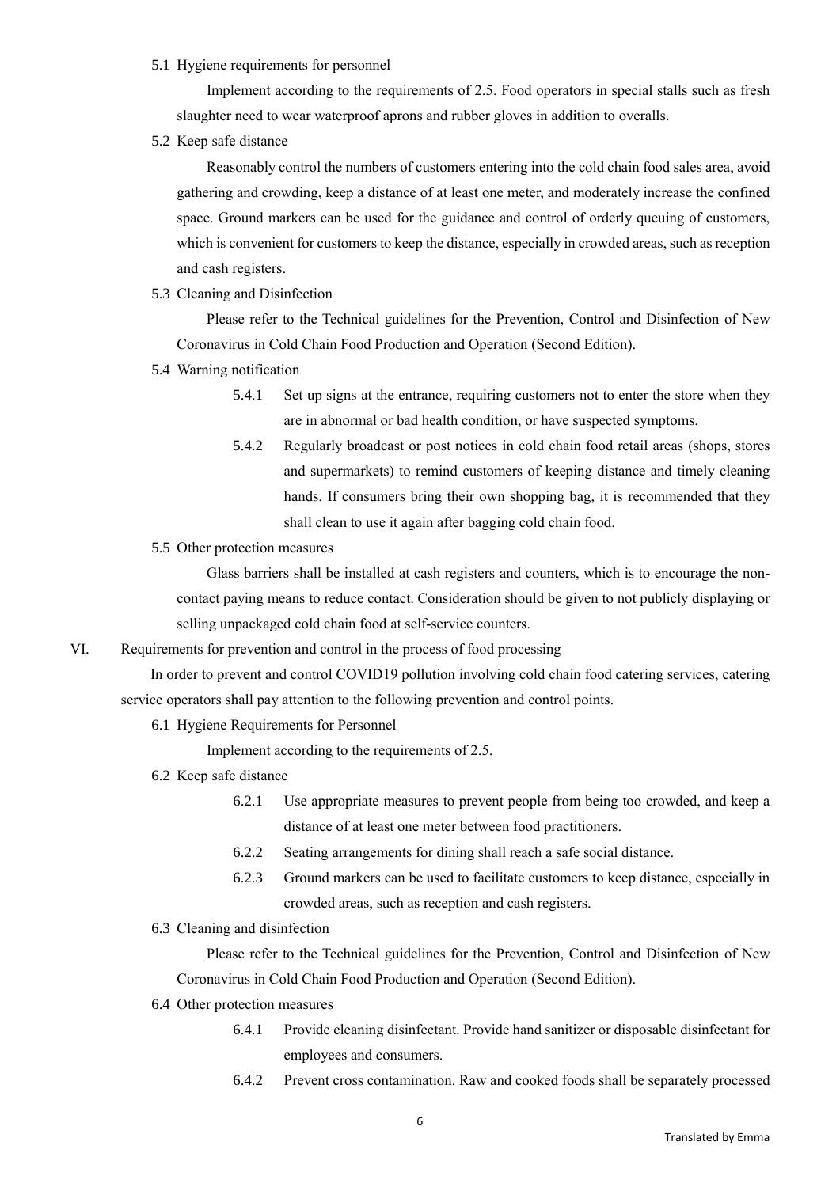5.1 Hygiene requirements for personnel

Implement according to the requirements of 2.5. Food operators in special stalls such as fresh slaughter need to wear waterproof aprons and rubber gloves in addition to overalls.

5.2 Keep safe distance

Reasonably control the numbers of customers entering into the cold chain food sales area, avoid gathering and crowding, keep a distance of at least one meter, and moderately increase the confined space. Ground markers can be used for the guidance and control of orderly queuing of customers, which is convenient for customers to keep the distance, especially in crowded areas, such as reception and cash registers.

5.3 Cleaning and Disinfection

Please refer to the Technical guidelines for the Prevention, Control and Disinfection of New Coronavirus in Cold Chain Food Production and Operation (Second Edition).

5.4 Warning notification

5.4.1 Set up signs at the entrance, requiring customers not to enter the store when they are in abnormal or bad health condition, or have suspected symptoms.

5.4.2 Regularly broadcast or post notices in cold chain food retail areas (shops, stores and supermarkets) to remind customers of keeping distance and timely cleaning hands. If consumers bring their own shopping bag, it is recommended that they shall clean to use it again after bagging cold chain food.

5.5 Other protection measures

Glass barriers shall be installed at cash registers and counters, which is to encourage the non-contact paying means to reduce contact. Consideration should be given to not publicly displaying or selling unpackaged cold chain food at self-service counters.

## VI. Requirements for prevention and control in the process of food processing

In order to prevent and control COVID19 pollution involving cold chain food catering services, catering service operators shall pay attention to the following prevention and control points.

6.1 Hygiene Requirements for Personnel

Implement according to the requirements of 2.5.

6.2 Keep safe distance

6.2.1 Use appropriate measures to prevent people from being too crowded, and keep a distance of at least one meter between food practitioners.

6.2.2 Seating arrangements for dining shall reach a safe social distance.

6.2.3 Ground markers can be used to facilitate customers to keep distance, especially in crowded areas, such as reception and cash registers.

6.3 Cleaning and disinfection

Please refer to the Technical guidelines for the Prevention, Control and Disinfection of New Coronavirus in Cold Chain Food Production and Operation (Second Edition).

6.4 Other protection measures

6.4.1 Provide cleaning disinfectant. Provide hand sanitizer or disposable disinfectant for employees and consumers.

6.4.2 Prevent cross contamination. Raw and cooked foods shall be separately processed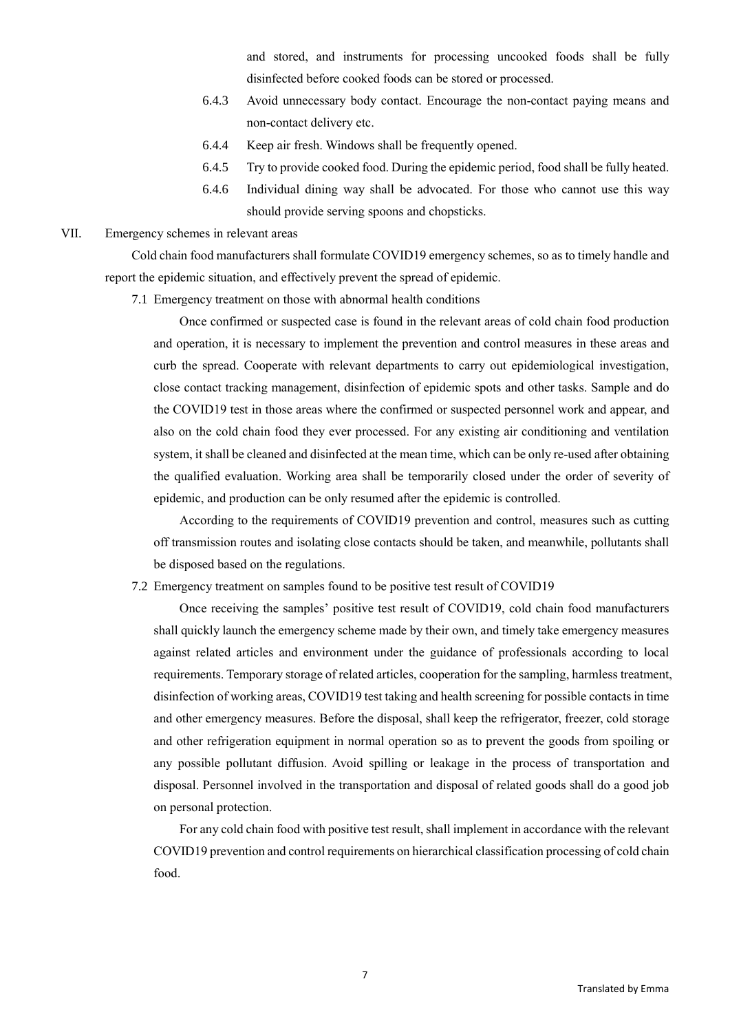and stored, and instruments for processing uncooked foods shall be fully disinfected before cooked foods can be stored or processed.

6.4.3 Avoid unnecessary body contact. Encourage the non-contact paying means and non-contact delivery etc.

6.4.4 Keep air fresh. Windows shall be frequently opened.

6.4.5 Try to provide cooked food. During the epidemic period, food shall be fully heated.

6.4.6 Individual dining way shall be advocated. For those who cannot use this way should provide serving spoons and chopsticks.

## VII. Emergency schemes in relevant areas

Cold chain food manufacturers shall formulate COVID19 emergency schemes, so as to timely handle and report the epidemic situation, and effectively prevent the spread of epidemic.

### 7.1 Emergency treatment on those with abnormal health conditions

Once confirmed or suspected case is found in the relevant areas of cold chain food production and operation, it is necessary to implement the prevention and control measures in these areas and curb the spread. Cooperate with relevant departments to carry out epidemiological investigation, close contact tracking management, disinfection of epidemic spots and other tasks. Sample and do the COVID19 test in those areas where the confirmed or suspected personnel work and appear, and also on the cold chain food they ever processed. For any existing air conditioning and ventilation system, it shall be cleaned and disinfected at the mean time, which can be only re-used after obtaining the qualified evaluation. Working area shall be temporarily closed under the order of severity of epidemic, and production can be only resumed after the epidemic is controlled.

According to the requirements of COVID19 prevention and control, measures such as cutting off transmission routes and isolating close contacts should be taken, and meanwhile, pollutants shall be disposed based on the regulations.

### 7.2 Emergency treatment on samples found to be positive test result of COVID19

Once receiving the samples' positive test result of COVID19, cold chain food manufacturers shall quickly launch the emergency scheme made by their own, and timely take emergency measures against related articles and environment under the guidance of professionals according to local requirements. Temporary storage of related articles, cooperation for the sampling, harmless treatment, disinfection of working areas, COVID19 test taking and health screening for possible contacts in time and other emergency measures. Before the disposal, shall keep the refrigerator, freezer, cold storage and other refrigeration equipment in normal operation so as to prevent the goods from spoiling or any possible pollutant diffusion. Avoid spilling or leakage in the process of transportation and disposal. Personnel involved in the transportation and disposal of related goods shall do a good job on personal protection.

For any cold chain food with positive test result, shall implement in accordance with the relevant COVID19 prevention and control requirements on hierarchical classification processing of cold chain food.

Translated by Emma